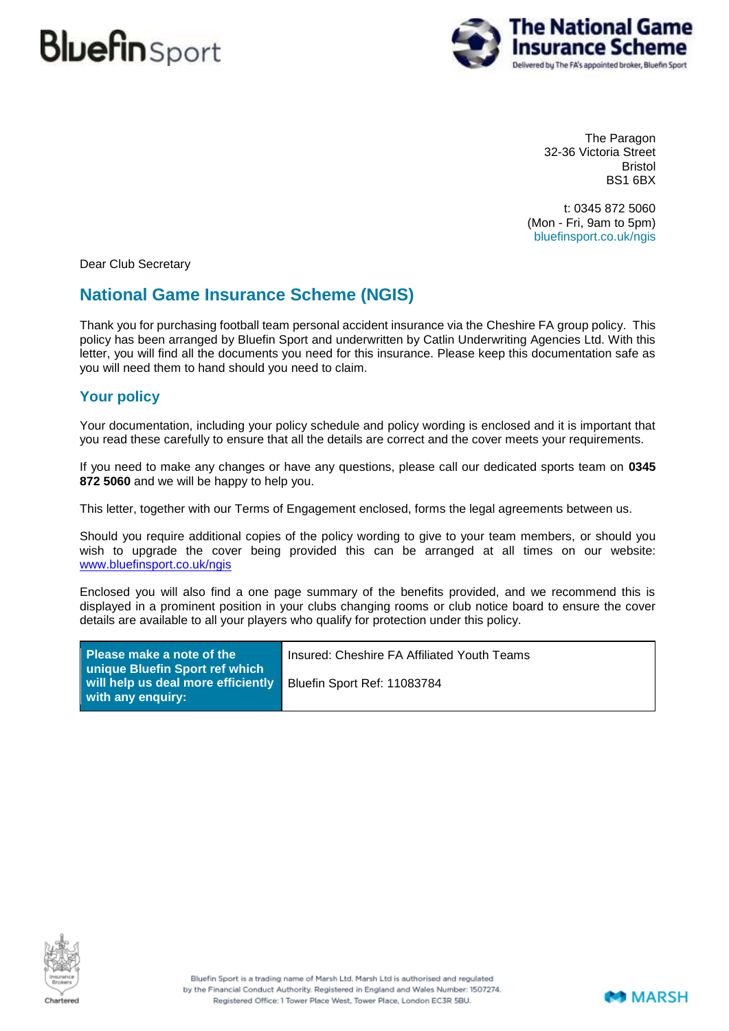The Paragon
32-36 Victoria Street
Bristol
BS1 6BX

t: 0345 872 5060
(Mon - Fri, 9am to 5pm)
bluefinsport.co.uk/ngis

Dear Club Secretary

## National Game Insurance Scheme (NGIS)

Thank you for purchasing football team personal accident insurance via the Cheshire FA group policy. This policy has been arranged by Bluefin Sport and underwritten by Catlin Underwriting Agencies Ltd. With this letter, you will find all the documents you need for this insurance. Please keep this documentation safe as you will need them to hand should you need to claim.

## Your policy

Your documentation, including your policy schedule and policy wording is enclosed and it is important that you read these carefully to ensure that all the details are correct and the cover meets your requirements.

If you need to make any changes or have any questions, please call our dedicated sports team on **0345 872 5060** and we will be happy to help you.

This letter, together with our Terms of Engagement enclosed, forms the legal agreements between us.

Should you require additional copies of the policy wording to give to your team members, or should you wish to upgrade the cover being provided this can be arranged at all times on our website: www.bluefinsport.co.uk/ngis

Enclosed you will also find a one page summary of the benefits provided, and we recommend this is displayed in a prominent position in your clubs changing rooms or club notice board to ensure the cover details are available to all your players who qualify for protection under this policy.

| **Please make a note of the unique Bluefin Sport ref which will help us deal more efficiently with any enquiry:** | Insured: Cheshire FA Affiliated Youth Teams<br>Bluefin Sport Ref: 11083784 |
|---|---|

Bluefin Sport is a trading name of Marsh Ltd. Marsh Ltd is authorised and regulated by the Financial Conduct Authority. Registered in England and Wales Number: 1507274. Registered Office: 1 Tower Place West, Tower Place, London EC3R 5BU.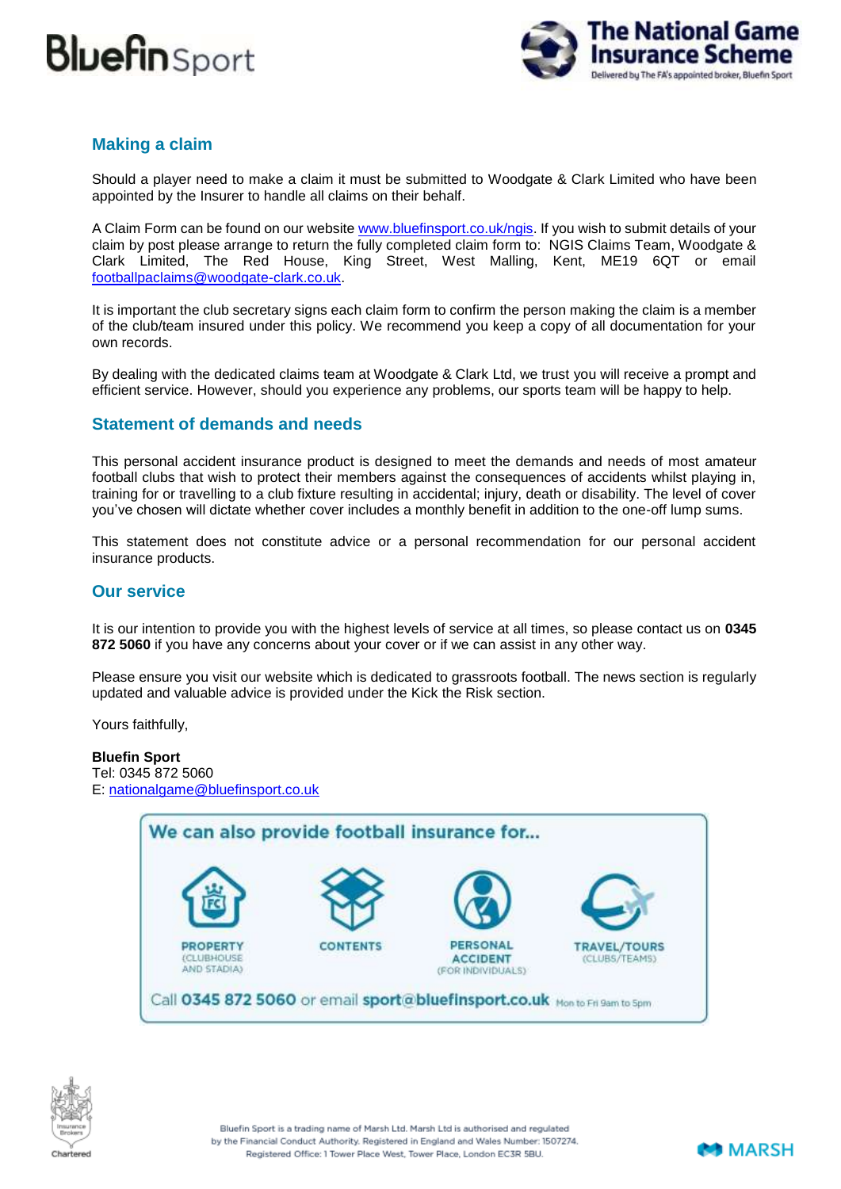## Making a claim

Should a player need to make a claim it must be submitted to Woodgate & Clark Limited who have been appointed by the Insurer to handle all claims on their behalf.

A Claim Form can be found on our website [www.bluefinsport.co.uk/ngis](www.bluefinsport.co.uk/ngis). If you wish to submit details of your claim by post please arrange to return the fully completed claim form to: NGIS Claims Team, Woodgate & Clark Limited, The Red House, King Street, West Malling, Kent, ME19 6QT or email [footballpaclaims@woodgate-clark.co.uk](mailto:footballpaclaims@woodgate-clark.co.uk).

It is important the club secretary signs each claim form to confirm the person making the claim is a member of the club/team insured under this policy. We recommend you keep a copy of all documentation for your own records.

By dealing with the dedicated claims team at Woodgate & Clark Ltd, we trust you will receive a prompt and efficient service. However, should you experience any problems, our sports team will be happy to help.

## Statement of demands and needs

This personal accident insurance product is designed to meet the demands and needs of most amateur football clubs that wish to protect their members against the consequences of accidents whilst playing in, training for or travelling to a club fixture resulting in accidental; injury, death or disability. The level of cover you've chosen will dictate whether cover includes a monthly benefit in addition to the one-off lump sums.

This statement does not constitute advice or a personal recommendation for our personal accident insurance products.

## Our service

It is our intention to provide you with the highest levels of service at all times, so please contact us on **0345 872 5060** if you have any concerns about your cover or if we can assist in any other way.

Please ensure you visit our website which is dedicated to grassroots football. The news section is regularly updated and valuable advice is provided under the Kick the Risk section.

Yours faithfully,

**Bluefin Sport**
Tel: 0345 872 5060
E: [nationalgame@bluefinsport.co.uk](mailto:nationalgame@bluefinsport.co.uk)

**We can also provide football insurance for...**

- PROPERTY (CLUBHOUSE AND STADIA)
- CONTENTS
- PERSONAL ACCIDENT (FOR INDIVIDUALS)
- TRAVEL/TOURS (CLUBS/TEAMS)

Call **0345 872 5060** or email **sport@bluefinsport.co.uk** Mon to Fri 9am to 5pm

Bluefin Sport is a trading name of Marsh Ltd. Marsh Ltd is authorised and regulated by the Financial Conduct Authority. Registered in England and Wales Number: 1507274. Registered Office: 1 Tower Place West, Tower Place, London EC3R 5BU.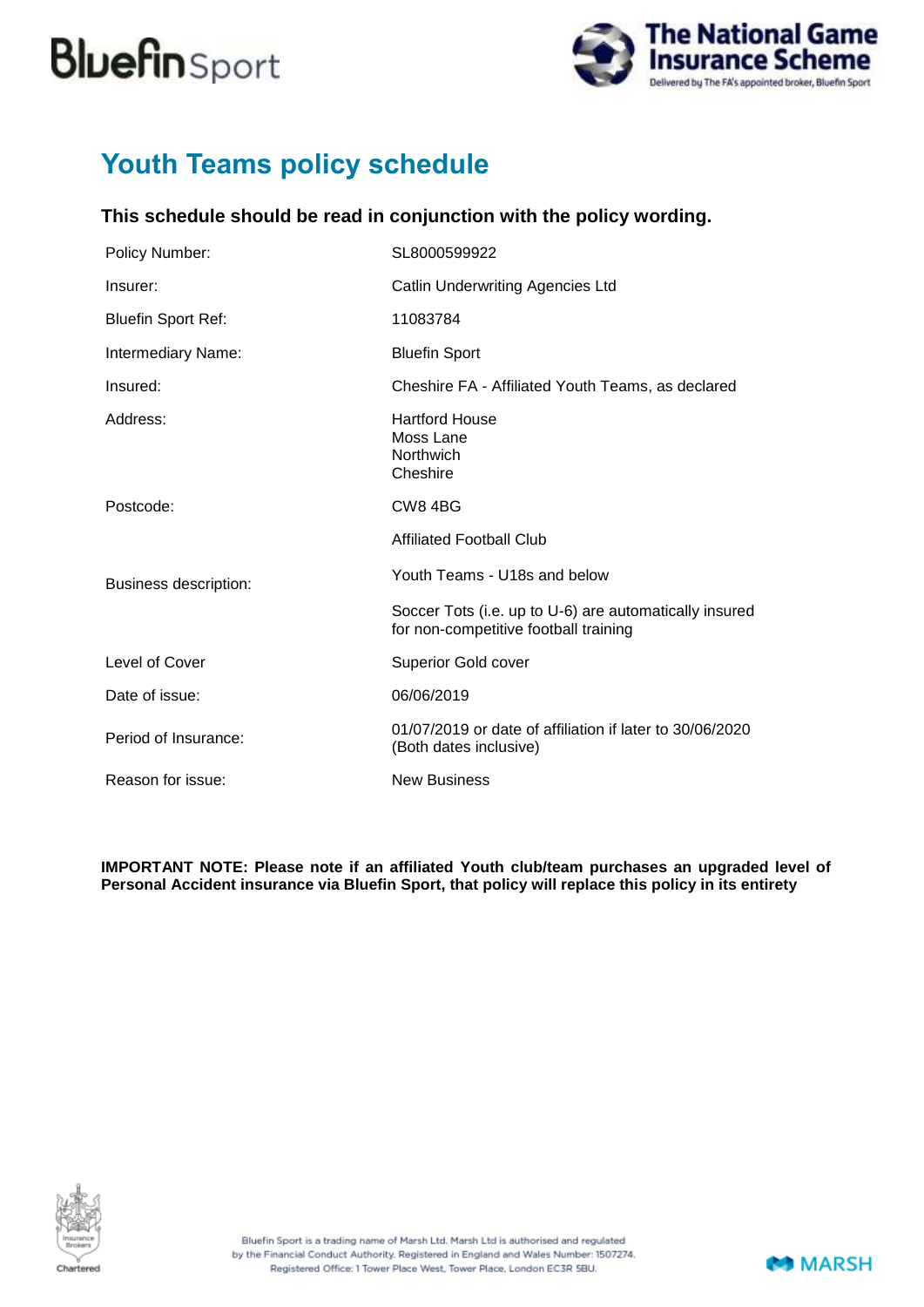# Youth Teams policy schedule

**This schedule should be read in conjunction with the policy wording.**

| | |
|---|---|
| Policy Number: | SL8000599922 |
| Insurer: | Catlin Underwriting Agencies Ltd |
| Bluefin Sport Ref: | 11083784 |
| Intermediary Name: | Bluefin Sport |
| Insured: | Cheshire FA - Affiliated Youth Teams, as declared |
| Address: | Hartford House<br>Moss Lane<br>Northwich<br>Cheshire |
| Postcode: | CW8 4BG |
| Business description: | Affiliated Football Club<br><br>Youth Teams - U18s and below<br><br>Soccer Tots (i.e. up to U-6) are automatically insured for non-competitive football training |
| Level of Cover | Superior Gold cover |
| Date of issue: | 06/06/2019 |
| Period of Insurance: | 01/07/2019 or date of affiliation if later to 30/06/2020 (Both dates inclusive) |
| Reason for issue: | New Business |

**IMPORTANT NOTE: Please note if an affiliated Youth club/team purchases an upgraded level of Personal Accident insurance via Bluefin Sport, that policy will replace this policy in its entirety**

Bluefin Sport is a trading name of Marsh Ltd. Marsh Ltd is authorised and regulated by the Financial Conduct Authority. Registered in England and Wales Number: 1507274. Registered Office: 1 Tower Place West, Tower Place, London EC3R 5BU.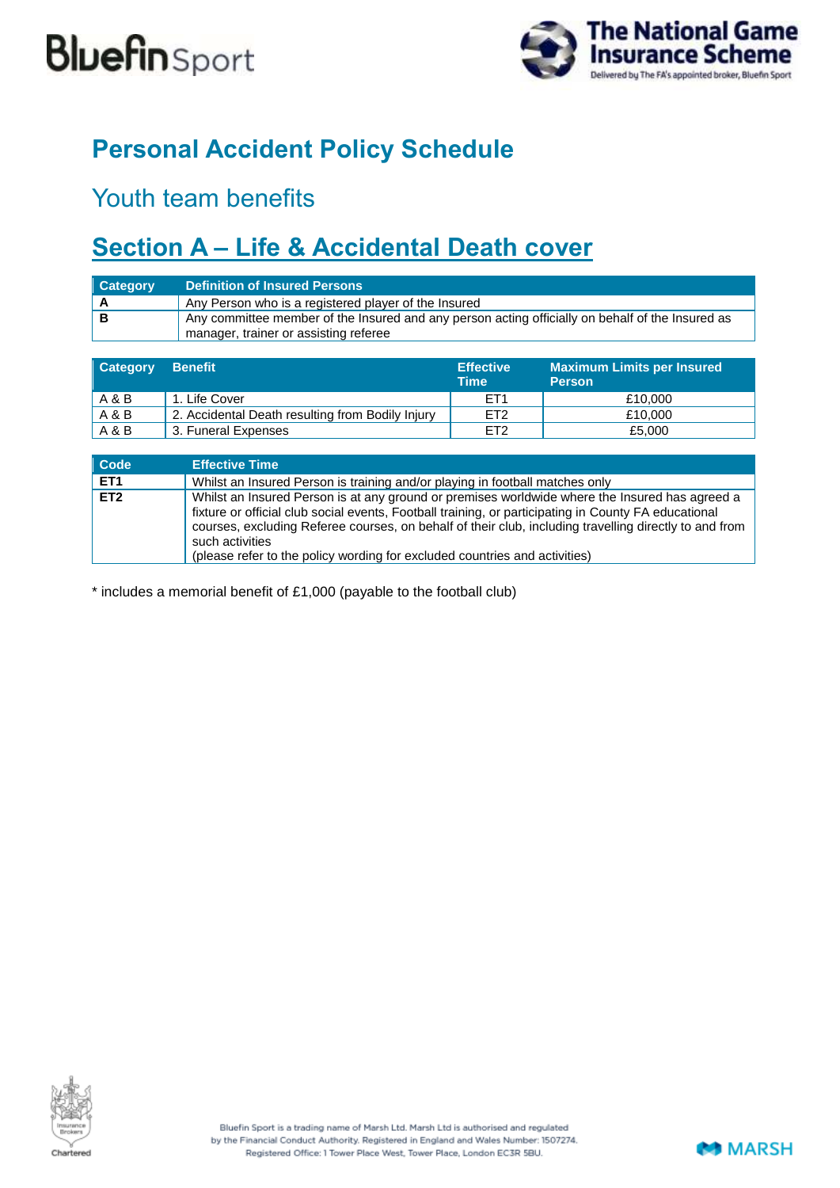# Personal Accident Policy Schedule

## Youth team benefits

## Section A – Life & Accidental Death cover

| Category | Definition of Insured Persons |
|---|---|
| **A** | Any Person who is a registered player of the Insured |
| **B** | Any committee member of the Insured and any person acting officially on behalf of the Insured as manager, trainer or assisting referee |

| Category | Benefit | Effective Time | Maximum Limits per Insured Person |
|---|---|---|---|
| A & B | 1. Life Cover | ET1 | £10,000 |
| A & B | 2. Accidental Death resulting from Bodily Injury | ET2 | £10,000 |
| A & B | 3. Funeral Expenses | ET2 | £5,000 |

| Code | Effective Time |
|---|---|
| **ET1** | Whilst an Insured Person is training and/or playing in football matches only |
| **ET2** | Whilst an Insured Person is at any ground or premises worldwide where the Insured has agreed a fixture or official club social events, Football training, or participating in County FA educational courses, excluding Referee courses, on behalf of their club, including travelling directly to and from such activities<br>(please refer to the policy wording for excluded countries and activities) |

* includes a memorial benefit of £1,000 (payable to the football club)

Bluefin Sport is a trading name of Marsh Ltd. Marsh Ltd is authorised and regulated by the Financial Conduct Authority. Registered in England and Wales Number: 1507274. Registered Office: 1 Tower Place West, Tower Place, London EC3R 5BU.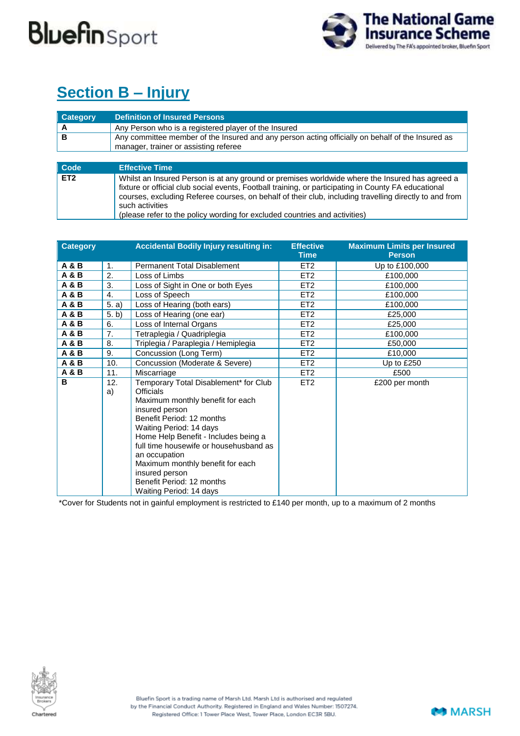## Section B – Injury

| Category | Definition of Insured Persons |
|---|---|
| A | Any Person who is a registered player of the Insured |
| B | Any committee member of the Insured and any person acting officially on behalf of the Insured as manager, trainer or assisting referee |

| Code | Effective Time |
|---|---|
| ET2 | Whilst an Insured Person is at any ground or premises worldwide where the Insured has agreed a fixture or official club social events, Football training, or participating in County FA educational courses, excluding Referee courses, on behalf of their club, including travelling directly to and from such activities<br>(please refer to the policy wording for excluded countries and activities) |

| Category | | Accidental Bodily Injury resulting in: | Effective Time | Maximum Limits per Insured Person |
|---|---|---|---|---|
| **A & B** | 1. | Permanent Total Disablement | ET2 | Up to £100,000 |
| **A & B** | 2. | Loss of Limbs | ET2 | £100,000 |
| **A & B** | 3. | Loss of Sight in One or both Eyes | ET2 | £100,000 |
| **A & B** | 4. | Loss of Speech | ET2 | £100,000 |
| **A & B** | 5. a) | Loss of Hearing (both ears) | ET2 | £100,000 |
| **A & B** | 5. b) | Loss of Hearing (one ear) | ET2 | £25,000 |
| **A & B** | 6. | Loss of Internal Organs | ET2 | £25,000 |
| **A & B** | 7. | Tetraplegia / Quadriplegia | ET2 | £100,000 |
| **A & B** | 8. | Triplegia / Paraplegia / Hemiplegia | ET2 | £50,000 |
| **A & B** | 9. | Concussion (Long Term) | ET2 | £10,000 |
| **A & B** | 10. | Concussion (Moderate & Severe) | ET2 | Up to £250 |
| **A & B** | 11. | Miscarriage | ET2 | £500 |
| **B** | 12. a) | Temporary Total Disablement* for Club Officials<br>Maximum monthly benefit for each insured person<br>Benefit Period: 12 months<br>Waiting Period: 14 days<br>Home Help Benefit - Includes being a full time housewife or househusband as an occupation<br>Maximum monthly benefit for each insured person<br>Benefit Period: 12 months<br>Waiting Period: 14 days | ET2 | £200 per month |

*Cover for Students not in gainful employment is restricted to £140 per month, up to a maximum of 2 months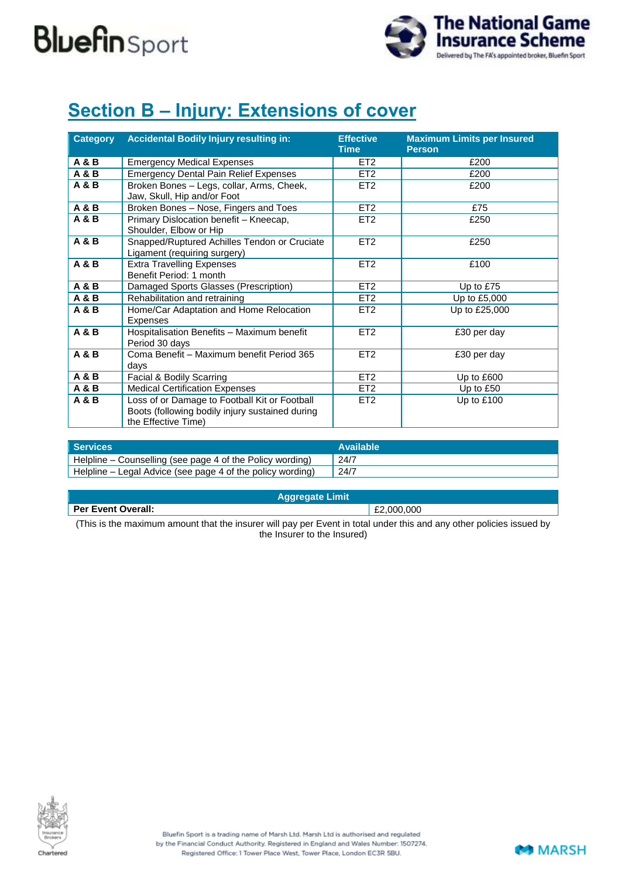## Section B – Injury: Extensions of cover

| Category | Accidental Bodily Injury resulting in: | Effective Time | Maximum Limits per Insured Person |
|---|---|---|---|
| **A & B** | Emergency Medical Expenses | ET2 | £200 |
| **A & B** | Emergency Dental Pain Relief Expenses | ET2 | £200 |
| **A & B** | Broken Bones – Legs, collar, Arms, Cheek, Jaw, Skull, Hip and/or Foot | ET2 | £200 |
| **A & B** | Broken Bones – Nose, Fingers and Toes | ET2 | £75 |
| **A & B** | Primary Dislocation benefit – Kneecap, Shoulder, Elbow or Hip | ET2 | £250 |
| **A & B** | Snapped/Ruptured Achilles Tendon or Cruciate Ligament (requiring surgery) | ET2 | £250 |
| **A & B** | Extra Travelling Expenses Benefit Period: 1 month | ET2 | £100 |
| **A & B** | Damaged Sports Glasses (Prescription) | ET2 | Up to £75 |
| **A & B** | Rehabilitation and retraining | ET2 | Up to £5,000 |
| **A & B** | Home/Car Adaptation and Home Relocation Expenses | ET2 | Up to £25,000 |
| **A & B** | Hospitalisation Benefits – Maximum benefit Period 30 days | ET2 | £30 per day |
| **A & B** | Coma Benefit – Maximum benefit Period 365 days | ET2 | £30 per day |
| **A & B** | Facial & Bodily Scarring | ET2 | Up to £600 |
| **A & B** | Medical Certification Expenses | ET2 | Up to £50 |
| **A & B** | Loss of or Damage to Football Kit or Football Boots (following bodily injury sustained during the Effective Time) | ET2 | Up to £100 |

| Services | Available |
|---|---|
| Helpline – Counselling (see page 4 of the Policy wording) | 24/7 |
| Helpline – Legal Advice (see page 4 of the policy wording) | 24/7 |

| Aggregate Limit | |
|---|---|
| **Per Event Overall:** | £2,000,000 |

(This is the maximum amount that the insurer will pay per Event in total under this and any other policies issued by the Insurer to the Insured)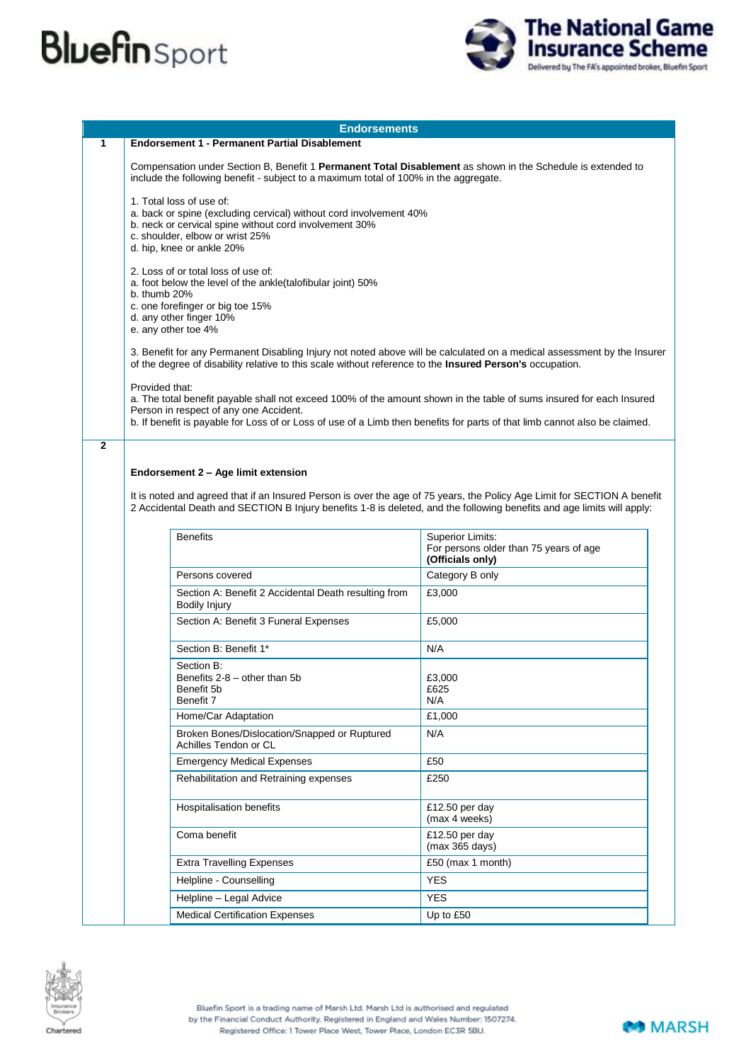## Endorsements

**1**

**Endorsement 1 - Permanent Partial Disablement**

Compensation under Section B, Benefit 1 **Permanent Total Disablement** as shown in the Schedule is extended to include the following benefit - subject to a maximum total of 100% in the aggregate.

1. Total loss of use of:
a. back or spine (excluding cervical) without cord involvement 40%
b. neck or cervical spine without cord involvement 30%
c. shoulder, elbow or wrist 25%
d. hip, knee or ankle 20%

2. Loss of or total loss of use of:
a. foot below the level of the ankle(talofibular joint) 50%
b. thumb 20%
c. one forefinger or big toe 15%
d. any other finger 10%
e. any other toe 4%

3. Benefit for any Permanent Disabling Injury not noted above will be calculated on a medical assessment by the Insurer of the degree of disability relative to this scale without reference to the **Insured Person's** occupation.

Provided that:
a. The total benefit payable shall not exceed 100% of the amount shown in the table of sums insured for each Insured Person in respect of any one Accident.
b. If benefit is payable for Loss of or Loss of use of a Limb then benefits for parts of that limb cannot also be claimed.

**2**

**Endorsement 2 – Age limit extension**

It is noted and agreed that if an Insured Person is over the age of 75 years, the Policy Age Limit for SECTION A benefit 2 Accidental Death and SECTION B Injury benefits 1-8 is deleted, and the following benefits and age limits will apply:

| Benefits | Superior Limits: For persons older than 75 years of age **(Officials only)** |
|---|---|
| Persons covered | Category B only |
| Section A: Benefit 2 Accidental Death resulting from Bodily Injury | £3,000 |
| Section A: Benefit 3 Funeral Expenses | £5,000 |
| Section B: Benefit 1* | N/A |
| Section B: Benefits 2-8 – other than 5b<br>Benefit 5b<br>Benefit 7 | £3,000<br>£625<br>N/A |
| Home/Car Adaptation | £1,000 |
| Broken Bones/Dislocation/Snapped or Ruptured Achilles Tendon or CL | N/A |
| Emergency Medical Expenses | £50 |
| Rehabilitation and Retraining expenses | £250 |
| Hospitalisation benefits | £12.50 per day (max 4 weeks) |
| Coma benefit | £12.50 per day (max 365 days) |
| Extra Travelling Expenses | £50 (max 1 month) |
| Helpline - Counselling | YES |
| Helpline – Legal Advice | YES |
| Medical Certification Expenses | Up to £50 |

Bluefin Sport is a trading name of Marsh Ltd. Marsh Ltd is authorised and regulated by the Financial Conduct Authority. Registered in England and Wales Number: 1507274. Registered Office: 1 Tower Place West, Tower Place, London EC3R 5BU.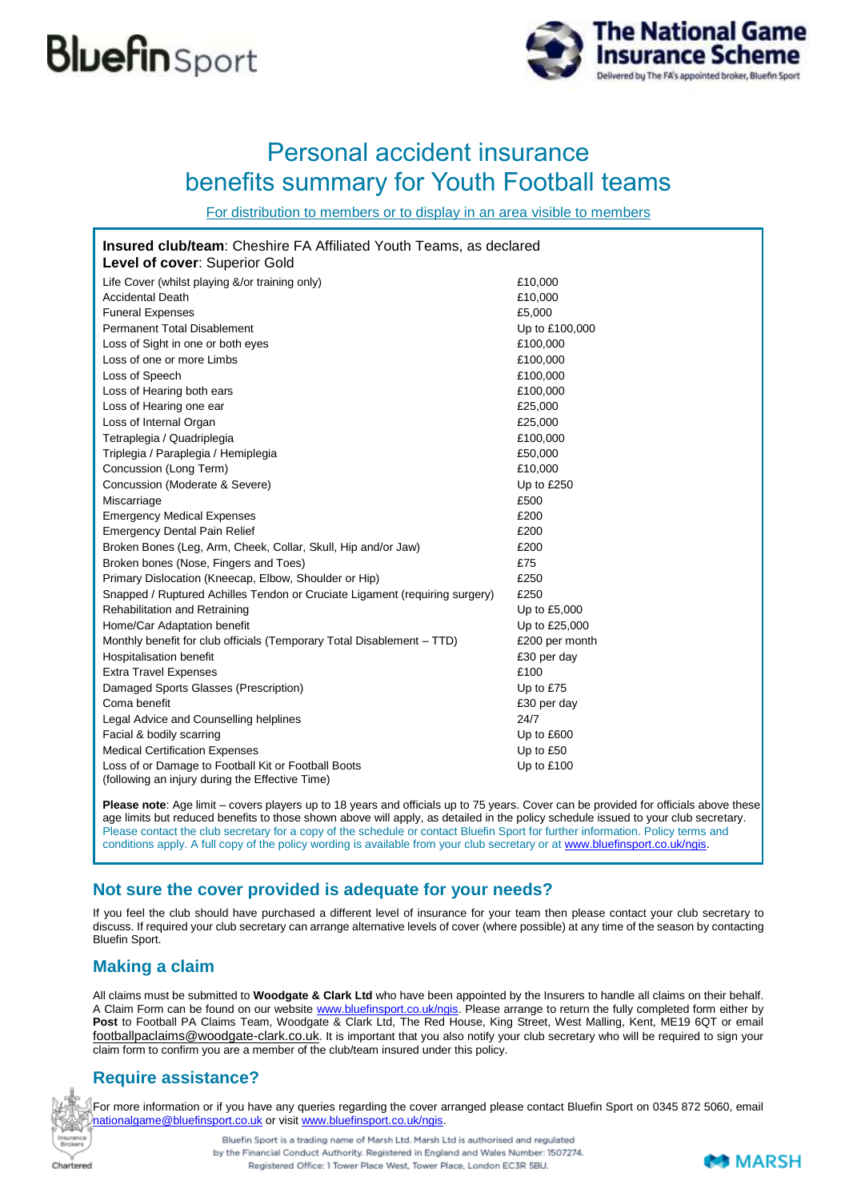# Personal accident insurance benefits summary for Youth Football teams

For distribution to members or to display in an area visible to members

**Insured club/team**: Cheshire FA Affiliated Youth Teams, as declared
**Level of cover**: Superior Gold

| | |
|---|---|
| Life Cover (whilst playing &/or training only) | £10,000 |
| Accidental Death | £10,000 |
| Funeral Expenses | £5,000 |
| Permanent Total Disablement | Up to £100,000 |
| Loss of Sight in one or both eyes | £100,000 |
| Loss of one or more Limbs | £100,000 |
| Loss of Speech | £100,000 |
| Loss of Hearing both ears | £100,000 |
| Loss of Hearing one ear | £25,000 |
| Loss of Internal Organ | £25,000 |
| Tetraplegia / Quadriplegia | £100,000 |
| Triplegia / Paraplegia / Hemiplegia | £50,000 |
| Concussion (Long Term) | £10,000 |
| Concussion (Moderate & Severe) | Up to £250 |
| Miscarriage | £500 |
| Emergency Medical Expenses | £200 |
| Emergency Dental Pain Relief | £200 |
| Broken Bones (Leg, Arm, Cheek, Collar, Skull, Hip and/or Jaw) | £200 |
| Broken bones (Nose, Fingers and Toes) | £75 |
| Primary Dislocation (Kneecap, Elbow, Shoulder or Hip) | £250 |
| Snapped / Ruptured Achilles Tendon or Cruciate Ligament (requiring surgery) | £250 |
| Rehabilitation and Retraining | Up to £5,000 |
| Home/Car Adaptation benefit | Up to £25,000 |
| Monthly benefit for club officials (Temporary Total Disablement – TTD) | £200 per month |
| Hospitalisation benefit | £30 per day |
| Extra Travel Expenses | £100 |
| Damaged Sports Glasses (Prescription) | Up to £75 |
| Coma benefit | £30 per day |
| Legal Advice and Counselling helplines | 24/7 |
| Facial & bodily scarring | Up to £600 |
| Medical Certification Expenses | Up to £50 |
| Loss of or Damage to Football Kit or Football Boots (following an injury during the Effective Time) | Up to £100 |

**Please note**: Age limit – covers players up to 18 years and officials up to 75 years. Cover can be provided for officials above these age limits but reduced benefits to those shown above will apply, as detailed in the policy schedule issued to your club secretary. Please contact the club secretary for a copy of the schedule or contact Bluefin Sport for further information. Policy terms and conditions apply. A full copy of the policy wording is available from your club secretary or at www.bluefinsport.co.uk/ngis.

## Not sure the cover provided is adequate for your needs?

If you feel the club should have purchased a different level of insurance for your team then please contact your club secretary to discuss. If required your club secretary can arrange alternative levels of cover (where possible) at any time of the season by contacting Bluefin Sport.

## Making a claim

All claims must be submitted to **Woodgate & Clark Ltd** who have been appointed by the Insurers to handle all claims on their behalf. A Claim Form can be found on our website www.bluefinsport.co.uk/ngis. Please arrange to return the fully completed form either by **Post** to Football PA Claims Team, Woodgate & Clark Ltd, The Red House, King Street, West Malling, Kent, ME19 6QT or email footballpaclaims@woodgate-clark.co.uk. It is important that you also notify your club secretary who will be required to sign your claim form to confirm you are a member of the club/team insured under this policy.

## Require assistance?

For more information or if you have any queries regarding the cover arranged please contact Bluefin Sport on 0345 872 5060, email nationalgame@bluefinsport.co.uk or visit www.bluefinsport.co.uk/ngis.

Bluefin Sport is a trading name of Marsh Ltd. Marsh Ltd is authorised and regulated by the Financial Conduct Authority. Registered in England and Wales Number: 1507274. Registered Office: 1 Tower Place West, Tower Place, London EC3R 5BU.